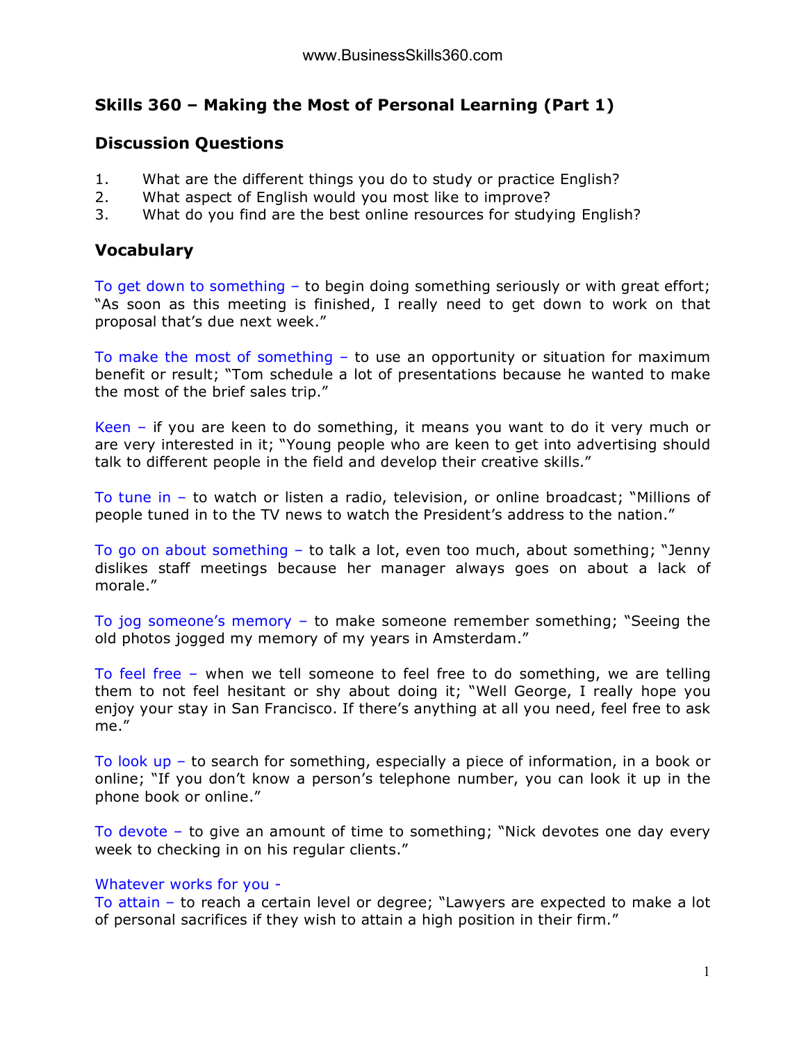## Skills 360 – Making the Most of Personal Learning (Part 1)

### Discussion Questions

1. What are the different things you do to study or practice English?
2. What aspect of English would you most like to improve?
3. What do you find are the best online resources for studying English?

### Vocabulary

To get down to something – to begin doing something seriously or with great effort; "As soon as this meeting is finished, I really need to get down to work on that proposal that's due next week."

To make the most of something – to use an opportunity or situation for maximum benefit or result; "Tom schedule a lot of presentations because he wanted to make the most of the brief sales trip."

Keen – if you are keen to do something, it means you want to do it very much or are very interested in it; "Young people who are keen to get into advertising should talk to different people in the field and develop their creative skills."

To tune in – to watch or listen a radio, television, or online broadcast; "Millions of people tuned in to the TV news to watch the President's address to the nation."

To go on about something – to talk a lot, even too much, about something; "Jenny dislikes staff meetings because her manager always goes on about a lack of morale."

To jog someone's memory – to make someone remember something; "Seeing the old photos jogged my memory of my years in Amsterdam."

To feel free – when we tell someone to feel free to do something, we are telling them to not feel hesitant or shy about doing it; "Well George, I really hope you enjoy your stay in San Francisco. If there's anything at all you need, feel free to ask me."

To look up – to search for something, especially a piece of information, in a book or online; "If you don't know a person's telephone number, you can look it up in the phone book or online."

To devote – to give an amount of time to something; "Nick devotes one day every week to checking in on his regular clients."

Whatever works for you -

To attain – to reach a certain level or degree; "Lawyers are expected to make a lot of personal sacrifices if they wish to attain a high position in their firm."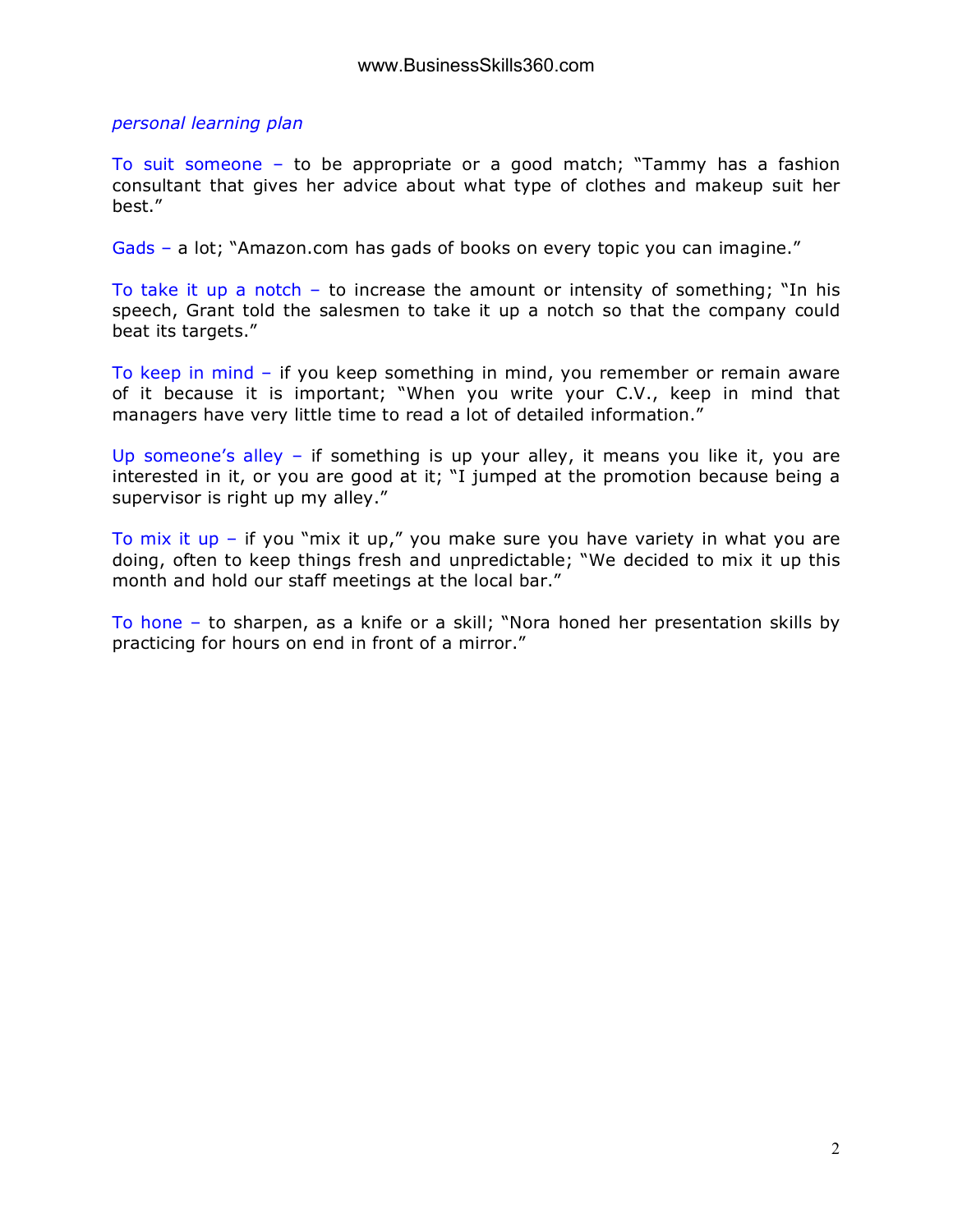*personal learning plan*

To suit someone – to be appropriate or a good match; "Tammy has a fashion consultant that gives her advice about what type of clothes and makeup suit her best."

Gads – a lot; "Amazon.com has gads of books on every topic you can imagine."

To take it up a notch – to increase the amount or intensity of something; "In his speech, Grant told the salesmen to take it up a notch so that the company could beat its targets."

To keep in mind – if you keep something in mind, you remember or remain aware of it because it is important; "When you write your C.V., keep in mind that managers have very little time to read a lot of detailed information."

Up someone's alley – if something is up your alley, it means you like it, you are interested in it, or you are good at it; "I jumped at the promotion because being a supervisor is right up my alley."

To mix it up – if you "mix it up," you make sure you have variety in what you are doing, often to keep things fresh and unpredictable; "We decided to mix it up this month and hold our staff meetings at the local bar."

To hone – to sharpen, as a knife or a skill; "Nora honed her presentation skills by practicing for hours on end in front of a mirror."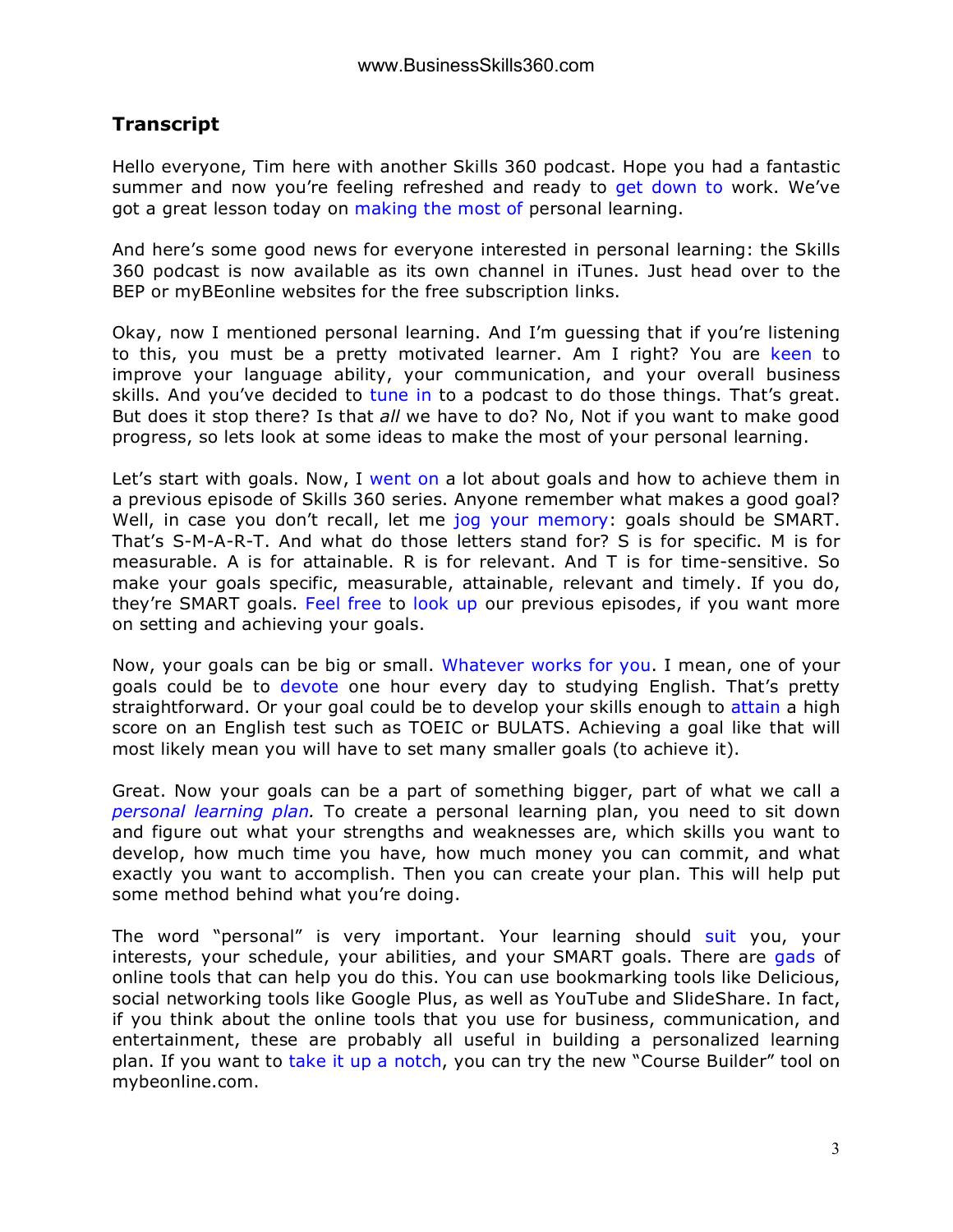## Transcript

Hello everyone, Tim here with another Skills 360 podcast. Hope you had a fantastic summer and now you're feeling refreshed and ready to get down to work. We've got a great lesson today on making the most of personal learning.

And here's some good news for everyone interested in personal learning: the Skills 360 podcast is now available as its own channel in iTunes. Just head over to the BEP or myBEonline websites for the free subscription links.

Okay, now I mentioned personal learning. And I'm guessing that if you're listening to this, you must be a pretty motivated learner. Am I right? You are keen to improve your language ability, your communication, and your overall business skills. And you've decided to tune in to a podcast to do those things. That's great. But does it stop there? Is that *all* we have to do? No, Not if you want to make good progress, so lets look at some ideas to make the most of your personal learning.

Let's start with goals. Now, I went on a lot about goals and how to achieve them in a previous episode of Skills 360 series. Anyone remember what makes a good goal? Well, in case you don't recall, let me jog your memory: goals should be SMART. That's S-M-A-R-T. And what do those letters stand for? S is for specific. M is for measurable. A is for attainable. R is for relevant. And T is for time-sensitive. So make your goals specific, measurable, attainable, relevant and timely. If you do, they're SMART goals. Feel free to look up our previous episodes, if you want more on setting and achieving your goals.

Now, your goals can be big or small. Whatever works for you. I mean, one of your goals could be to devote one hour every day to studying English. That's pretty straightforward. Or your goal could be to develop your skills enough to attain a high score on an English test such as TOEIC or BULATS. Achieving a goal like that will most likely mean you will have to set many smaller goals (to achieve it).

Great. Now your goals can be a part of something bigger, part of what we call a *personal learning plan.* To create a personal learning plan, you need to sit down and figure out what your strengths and weaknesses are, which skills you want to develop, how much time you have, how much money you can commit, and what exactly you want to accomplish. Then you can create your plan. This will help put some method behind what you're doing.

The word "personal" is very important. Your learning should suit you, your interests, your schedule, your abilities, and your SMART goals. There are gads of online tools that can help you do this. You can use bookmarking tools like Delicious, social networking tools like Google Plus, as well as YouTube and SlideShare. In fact, if you think about the online tools that you use for business, communication, and entertainment, these are probably all useful in building a personalized learning plan. If you want to take it up a notch, you can try the new "Course Builder" tool on mybeonline.com.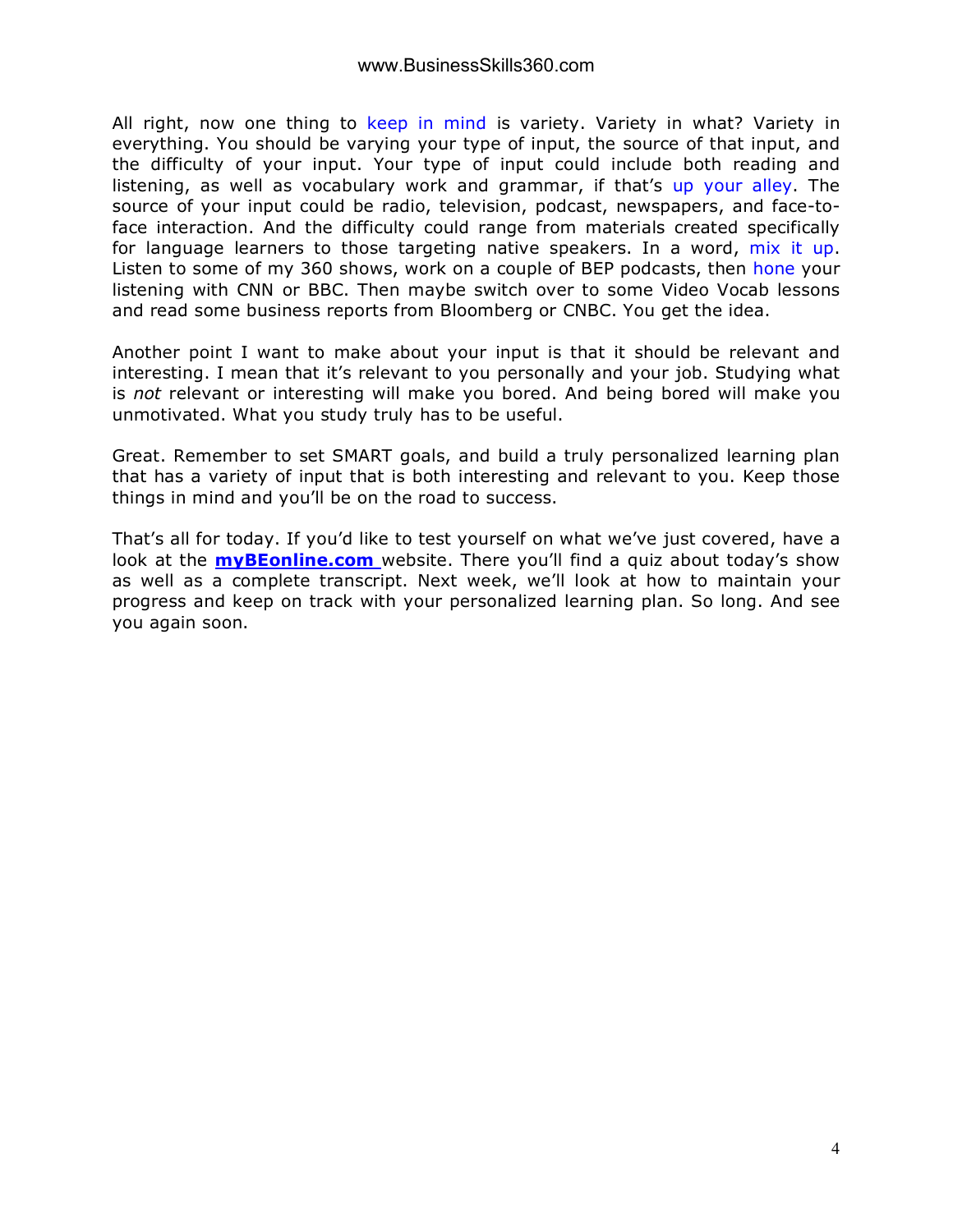All right, now one thing to keep in mind is variety. Variety in what? Variety in everything. You should be varying your type of input, the source of that input, and the difficulty of your input. Your type of input could include both reading and listening, as well as vocabulary work and grammar, if that's up your alley. The source of your input could be radio, television, podcast, newspapers, and face-to-face interaction. And the difficulty could range from materials created specifically for language learners to those targeting native speakers. In a word, mix it up. Listen to some of my 360 shows, work on a couple of BEP podcasts, then hone your listening with CNN or BBC. Then maybe switch over to some Video Vocab lessons and read some business reports from Bloomberg or CNBC. You get the idea.

Another point I want to make about your input is that it should be relevant and interesting. I mean that it's relevant to you personally and your job. Studying what is *not* relevant or interesting will make you bored. And being bored will make you unmotivated. What you study truly has to be useful.

Great. Remember to set SMART goals, and build a truly personalized learning plan that has a variety of input that is both interesting and relevant to you. Keep those things in mind and you'll be on the road to success.

That's all for today. If you'd like to test yourself on what we've just covered, have a look at the **myBEonline.com** website. There you'll find a quiz about today's show as well as a complete transcript. Next week, we'll look at how to maintain your progress and keep on track with your personalized learning plan. So long. And see you again soon.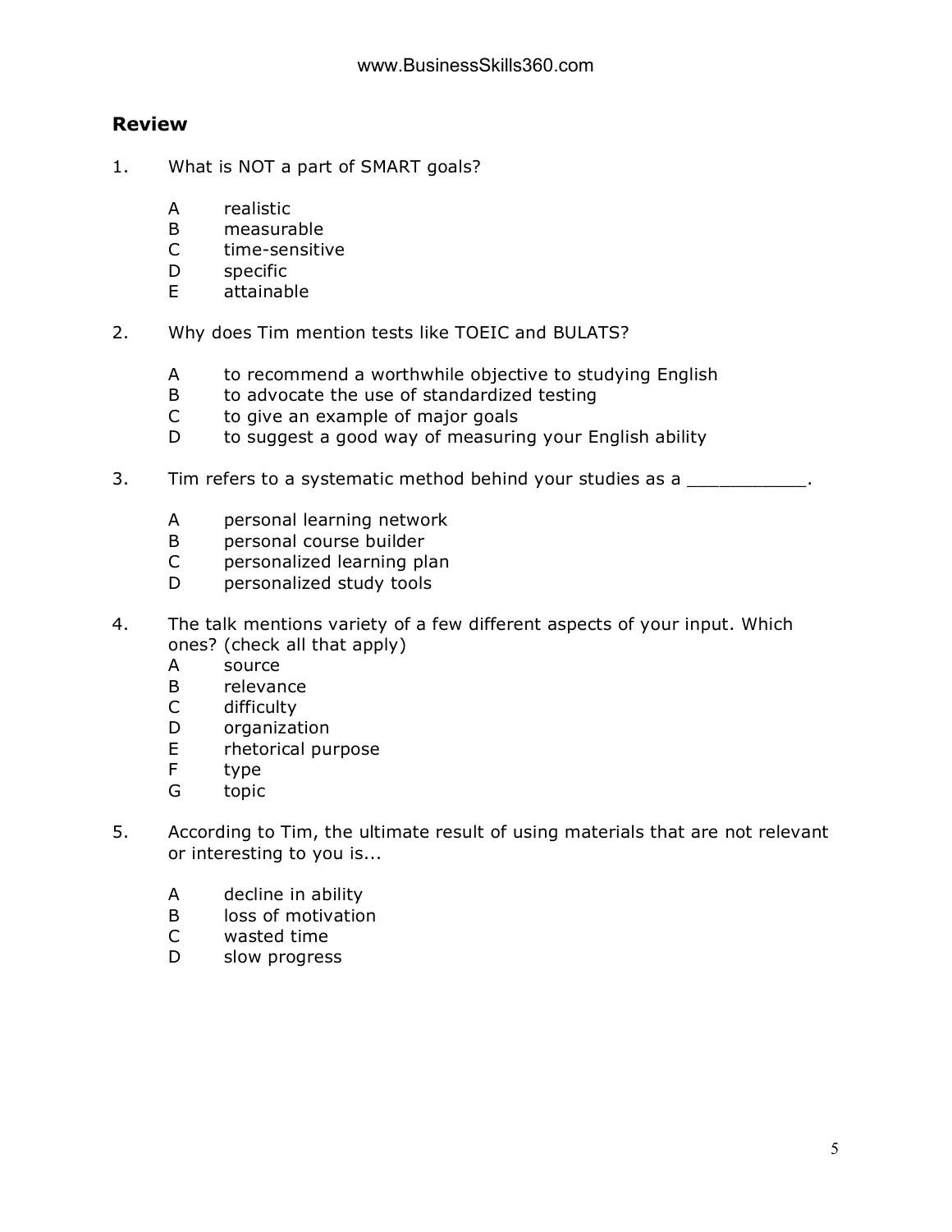## Review

1. What is NOT a part of SMART goals?

   A realistic
   B measurable
   C time-sensitive
   D specific
   E attainable

2. Why does Tim mention tests like TOEIC and BULATS?

   A to recommend a worthwhile objective to studying English
   B to advocate the use of standardized testing
   C to give an example of major goals
   D to suggest a good way of measuring your English ability

3. Tim refers to a systematic method behind your studies as a ___________.

   A personal learning network
   B personal course builder
   C personalized learning plan
   D personalized study tools

4. The talk mentions variety of a few different aspects of your input. Which ones? (check all that apply)

   A source
   B relevance
   C difficulty
   D organization
   E rhetorical purpose
   F type
   G topic

5. According to Tim, the ultimate result of using materials that are not relevant or interesting to you is...

   A decline in ability
   B loss of motivation
   C wasted time
   D slow progress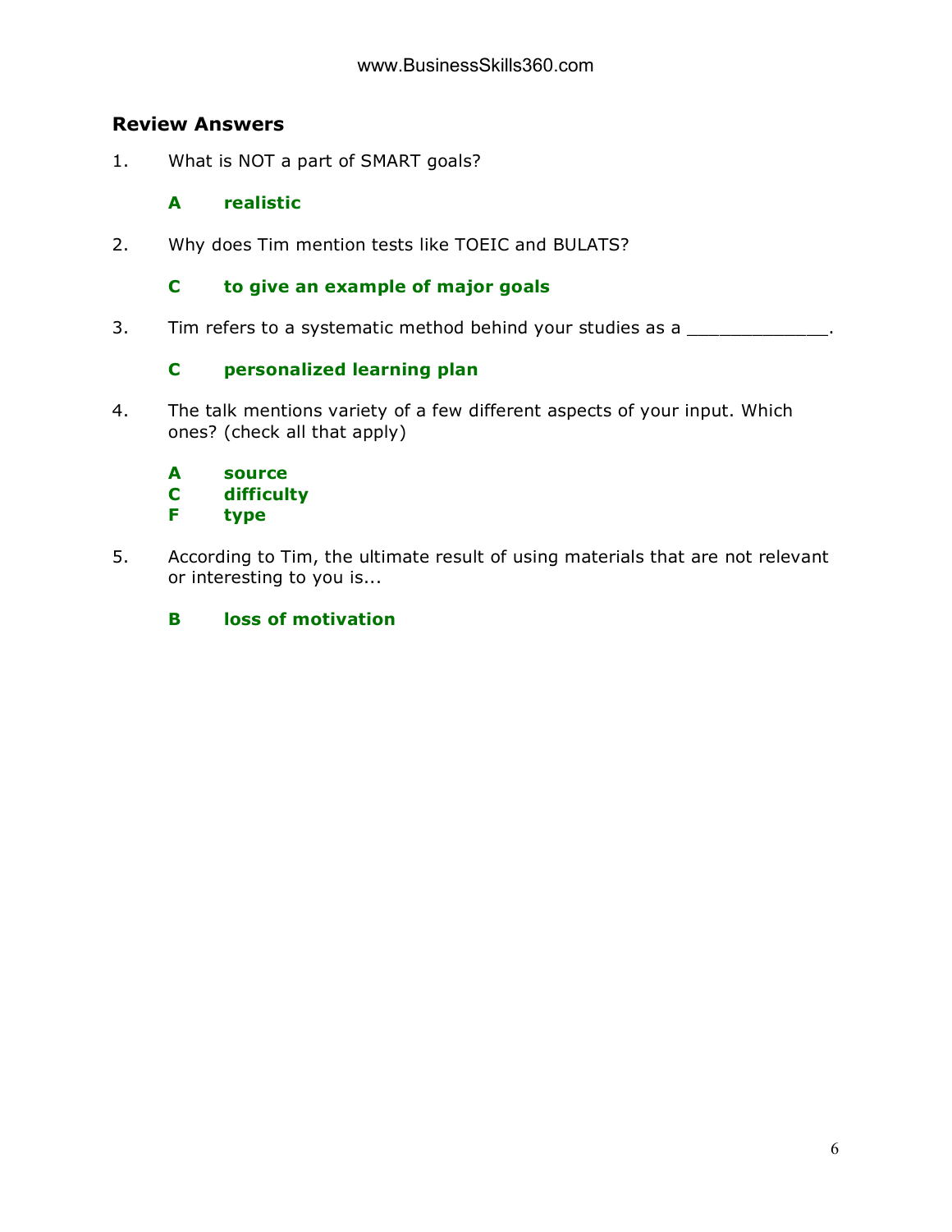## Review Answers

1. What is NOT a part of SMART goals?

   **A realistic**

2. Why does Tim mention tests like TOEIC and BULATS?

   **C to give an example of major goals**

3. Tim refers to a systematic method behind your studies as a _____________.

   **C personalized learning plan**

4. The talk mentions variety of a few different aspects of your input. Which ones? (check all that apply)

   **A source**
   **C difficulty**
   **F type**

5. According to Tim, the ultimate result of using materials that are not relevant or interesting to you is...

   **B loss of motivation**